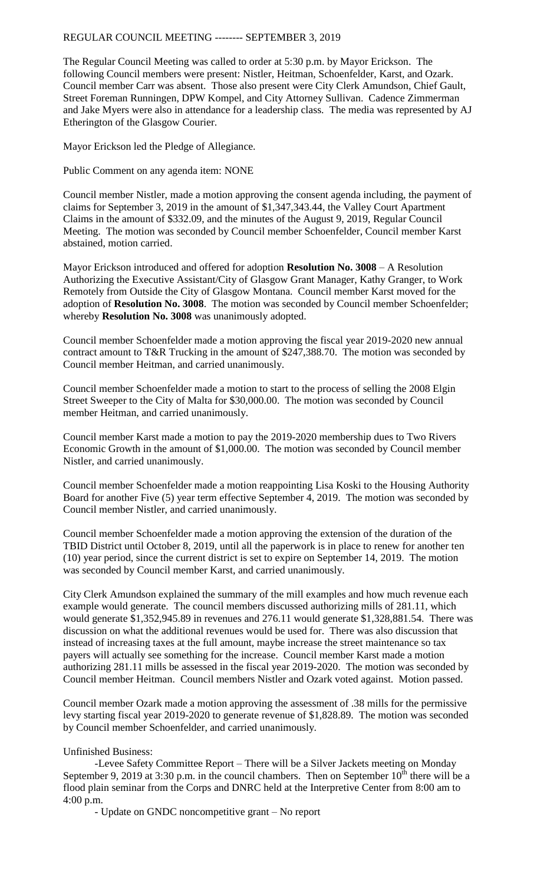REGULAR COUNCIL MEETING -------- SEPTEMBER 3, 2019

The Regular Council Meeting was called to order at 5:30 p.m. by Mayor Erickson. The following Council members were present: Nistler, Heitman, Schoenfelder, Karst, and Ozark. Council member Carr was absent. Those also present were City Clerk Amundson, Chief Gault, Street Foreman Runningen, DPW Kompel, and City Attorney Sullivan. Cadence Zimmerman and Jake Myers were also in attendance for a leadership class. The media was represented by AJ Etherington of the Glasgow Courier.

Mayor Erickson led the Pledge of Allegiance.

Public Comment on any agenda item: NONE

Council member Nistler, made a motion approving the consent agenda including, the payment of claims for September 3, 2019 in the amount of $1,347,343.44, the Valley Court Apartment Claims in the amount of $332.09, and the minutes of the August 9, 2019, Regular Council Meeting. The motion was seconded by Council member Schoenfelder, Council member Karst abstained, motion carried.

Mayor Erickson introduced and offered for adoption **Resolution No. 3008** – A Resolution Authorizing the Executive Assistant/City of Glasgow Grant Manager, Kathy Granger, to Work Remotely from Outside the City of Glasgow Montana. Council member Karst moved for the adoption of **Resolution No. 3008**. The motion was seconded by Council member Schoenfelder; whereby **Resolution No. 3008** was unanimously adopted.

Council member Schoenfelder made a motion approving the fiscal year 2019-2020 new annual contract amount to T&R Trucking in the amount of $247,388.70. The motion was seconded by Council member Heitman, and carried unanimously.

Council member Schoenfelder made a motion to start to the process of selling the 2008 Elgin Street Sweeper to the City of Malta for $30,000.00. The motion was seconded by Council member Heitman, and carried unanimously.

Council member Karst made a motion to pay the 2019-2020 membership dues to Two Rivers Economic Growth in the amount of $1,000.00. The motion was seconded by Council member Nistler, and carried unanimously.

Council member Schoenfelder made a motion reappointing Lisa Koski to the Housing Authority Board for another Five (5) year term effective September 4, 2019. The motion was seconded by Council member Nistler, and carried unanimously.

Council member Schoenfelder made a motion approving the extension of the duration of the TBID District until October 8, 2019, until all the paperwork is in place to renew for another ten (10) year period, since the current district is set to expire on September 14, 2019. The motion was seconded by Council member Karst, and carried unanimously.

City Clerk Amundson explained the summary of the mill examples and how much revenue each example would generate. The council members discussed authorizing mills of 281.11, which would generate $1,352,945.89 in revenues and 276.11 would generate $1,328,881.54. There was discussion on what the additional revenues would be used for. There was also discussion that instead of increasing taxes at the full amount, maybe increase the street maintenance so tax payers will actually see something for the increase. Council member Karst made a motion authorizing 281.11 mills be assessed in the fiscal year 2019-2020. The motion was seconded by Council member Heitman. Council members Nistler and Ozark voted against. Motion passed.

Council member Ozark made a motion approving the assessment of .38 mills for the permissive levy starting fiscal year 2019-2020 to generate revenue of $1,828.89. The motion was seconded by Council member Schoenfelder, and carried unanimously.

Unfinished Business:

-Levee Safety Committee Report – There will be a Silver Jackets meeting on Monday September 9, 2019 at 3:30 p.m. in the council chambers. Then on September 10th there will be a flood plain seminar from the Corps and DNRC held at the Interpretive Center from 8:00 am to 4:00 p.m.

- Update on GNDC noncompetitive grant – No report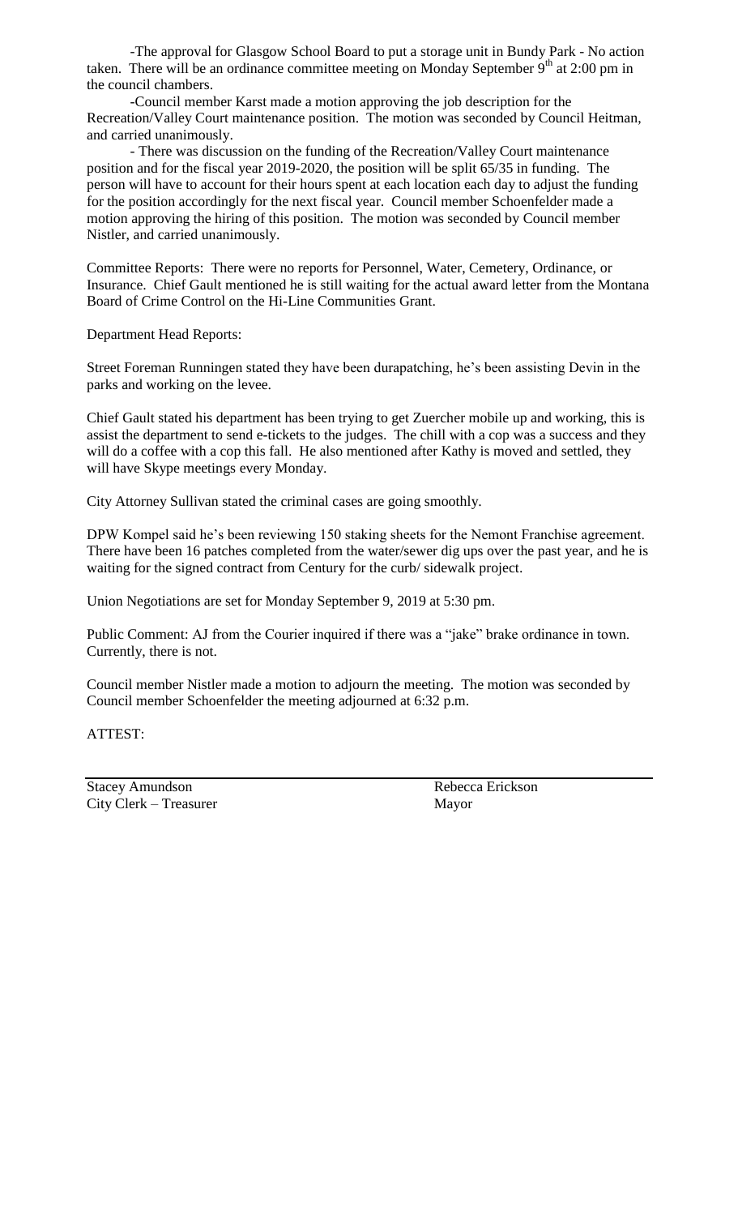-The approval for Glasgow School Board to put a storage unit in Bundy Park - No action taken. There will be an ordinance committee meeting on Monday September 9th at 2:00 pm in the council chambers.

-Council member Karst made a motion approving the job description for the Recreation/Valley Court maintenance position. The motion was seconded by Council Heitman, and carried unanimously.

- There was discussion on the funding of the Recreation/Valley Court maintenance position and for the fiscal year 2019-2020, the position will be split 65/35 in funding. The person will have to account for their hours spent at each location each day to adjust the funding for the position accordingly for the next fiscal year. Council member Schoenfelder made a motion approving the hiring of this position. The motion was seconded by Council member Nistler, and carried unanimously.

Committee Reports: There were no reports for Personnel, Water, Cemetery, Ordinance, or Insurance. Chief Gault mentioned he is still waiting for the actual award letter from the Montana Board of Crime Control on the Hi-Line Communities Grant.

Department Head Reports:

Street Foreman Runningen stated they have been durapatching, he's been assisting Devin in the parks and working on the levee.

Chief Gault stated his department has been trying to get Zuercher mobile up and working, this is assist the department to send e-tickets to the judges. The chill with a cop was a success and they will do a coffee with a cop this fall. He also mentioned after Kathy is moved and settled, they will have Skype meetings every Monday.

City Attorney Sullivan stated the criminal cases are going smoothly.

DPW Kompel said he's been reviewing 150 staking sheets for the Nemont Franchise agreement. There have been 16 patches completed from the water/sewer dig ups over the past year, and he is waiting for the signed contract from Century for the curb/ sidewalk project.

Union Negotiations are set for Monday September 9, 2019 at 5:30 pm.

Public Comment: AJ from the Courier inquired if there was a "jake" brake ordinance in town. Currently, there is not.

Council member Nistler made a motion to adjourn the meeting. The motion was seconded by Council member Schoenfelder the meeting adjourned at 6:32 p.m.

ATTEST:

Stacey Amundson
City Clerk – Treasurer

Rebecca Erickson
Mayor